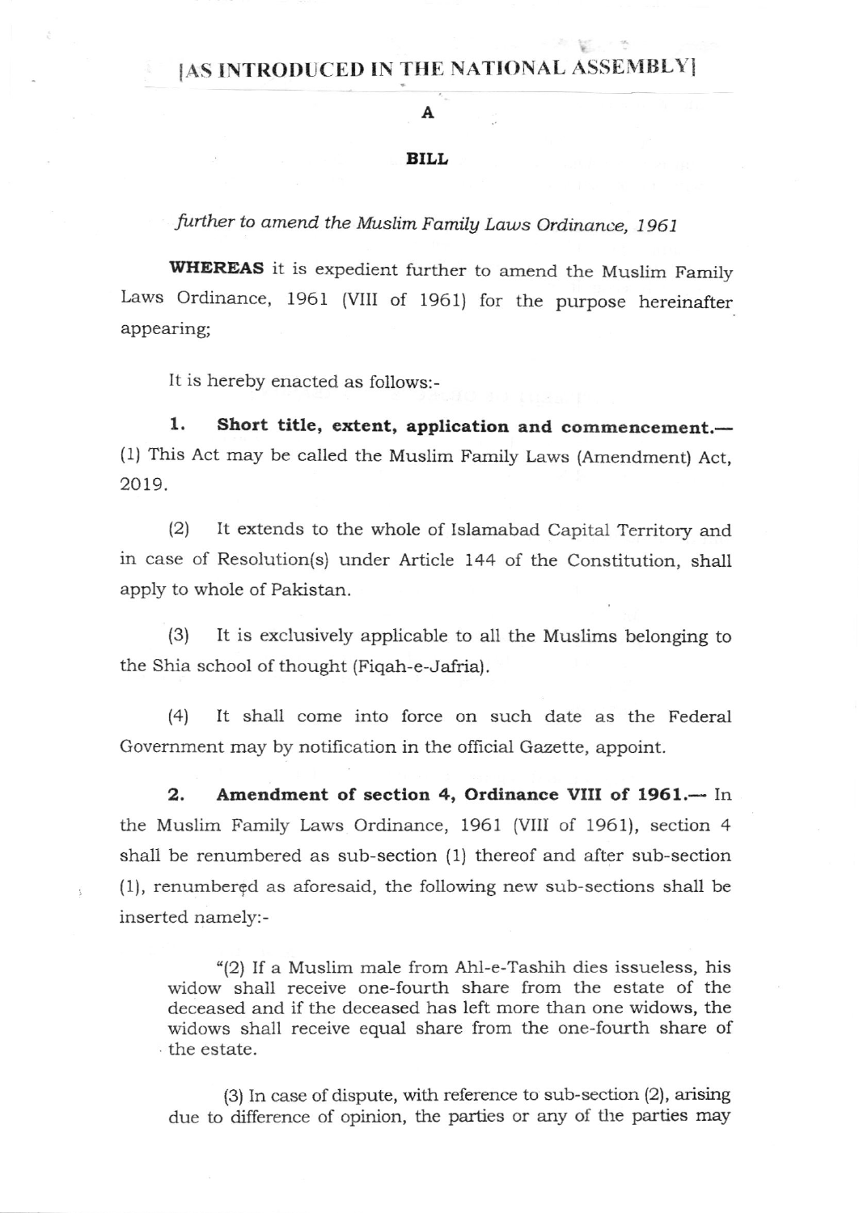[AS INTRODUCED IN THE NATIONAL ASSEMBLY]

A

**BILL**

*further to amend the Muslim Family Laws Ordinance, 1961*

**WHEREAS** it is expedient further to amend the Muslim Family Laws Ordinance, 1961 (VIII of 1961) for the purpose hereinafter appearing;

It is hereby enacted as follows:-

**1. Short title, extent, application and commencement.—** (1) This Act may be called the Muslim Family Laws (Amendment) Act, 2019.

(2) It extends to the whole of Islamabad Capital Territory and in case of Resolution(s) under Article 144 of the Constitution, shall apply to whole of Pakistan.

(3) It is exclusively applicable to all the Muslims belonging to the Shia school of thought (Fiqah-e-Jafria).

(4) It shall come into force on such date as the Federal Government may by notification in the official Gazette, appoint.

**2. Amendment of section 4, Ordinance VIII of 1961.—** In the Muslim Family Laws Ordinance, 1961 (VIII of 1961), section 4 shall be renumbered as sub-section (1) thereof and after sub-section (1), renumbered as aforesaid, the following new sub-sections shall be inserted namely:-

> "(2) If a Muslim male from Ahl-e-Tashih dies issueless, his widow shall receive one-fourth share from the estate of the deceased and if the deceased has left more than one widows, the widows shall receive equal share from the one-fourth share of the estate.
>
> (3) In case of dispute, with reference to sub-section (2), arising due to difference of opinion, the parties or any of the parties may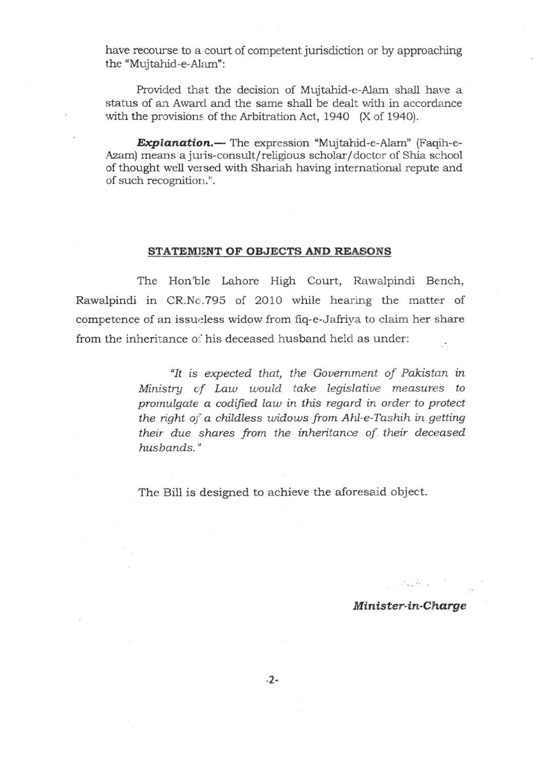have recourse to a court of competent jurisdiction or by approaching the "Mujtahid-e-Alam":

Provided that the decision of Mujtahid-e-Alam shall have a status of an Award and the same shall be dealt with in accordance with the provisions of the Arbitration Act, 1940 (X of 1940).

***Explanation.***— The expression "Mujtahid-e-Alam" (Faqih-e-Azam) means a juris-consult/religious scholar/doctor of Shia school of thought well versed with Shariah having international repute and of such recognition.".

## STATEMENT OF OBJECTS AND REASONS

The Hon'ble Lahore High Court, Rawalpindi Bench, Rawalpindi in CR.No.795 of 2010 while hearing the matter of competence of an issueless widow from fiq-e-Jafriya to claim her share from the inheritance of his deceased husband held as under:

> *"It is expected that, the Government of Pakistan in Ministry of Law would take legislative measures to promulgate a codified law in this regard in order to protect the right of a childless widows from Ahl-e-Tashih in getting their due shares from the inheritance of their deceased husbands."*

The Bill is designed to achieve the aforesaid object.

***Minister-in-Charge***